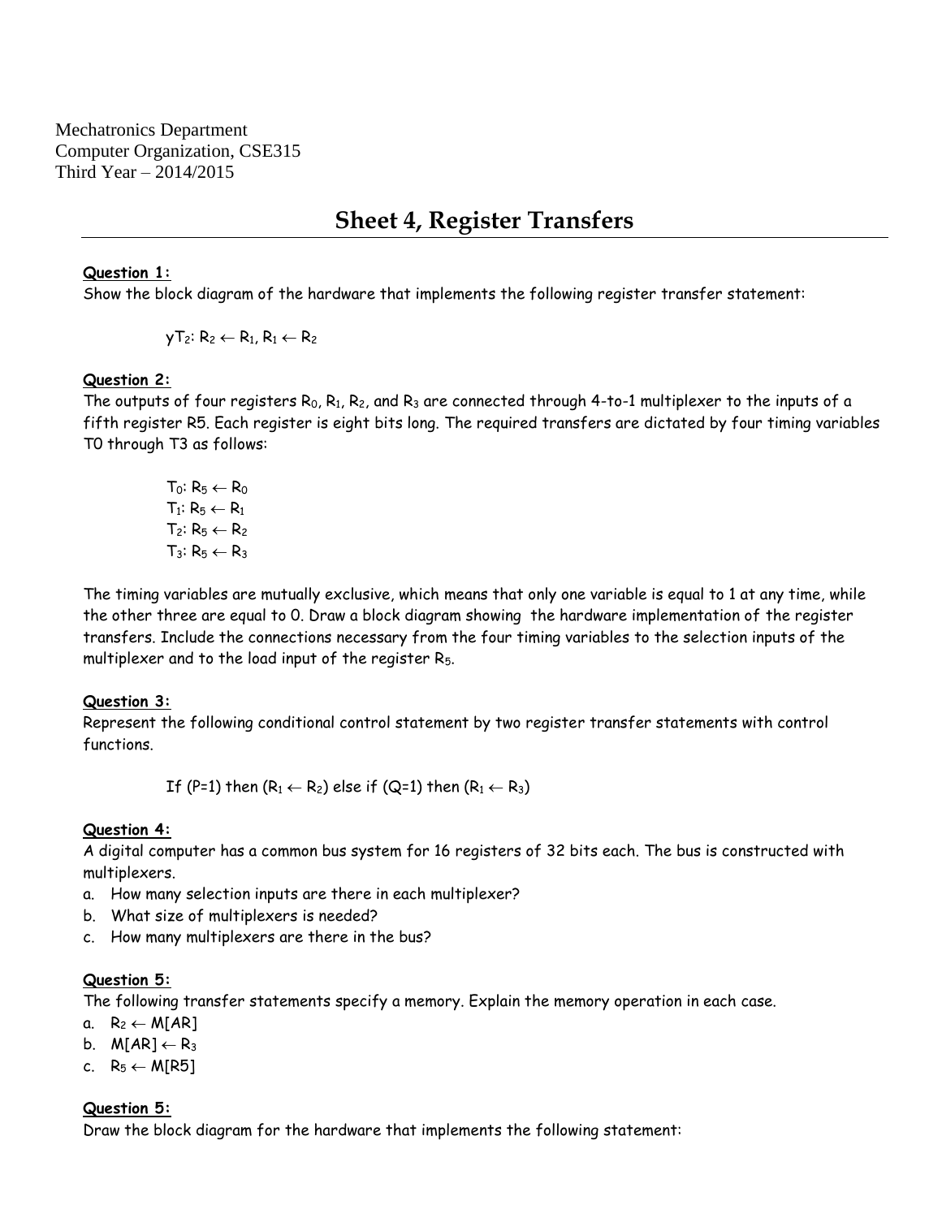Mechatronics Department
Computer Organization, CSE315
Third Year – 2014/2015

# Sheet 4, Register Transfers

**Question 1:**
Show the block diagram of the hardware that implements the following register transfer statement:

$yT_2$: $R_2 \leftarrow R_1$, $R_1 \leftarrow R_2$

**Question 2:**
The outputs of four registers $R_0$, $R_1$, $R_2$, and $R_3$ are connected through 4-to-1 multiplexer to the inputs of a fifth register R5. Each register is eight bits long. The required transfers are dictated by four timing variables T0 through T3 as follows:

$T_0$: $R_5 \leftarrow R_0$
$T_1$: $R_5 \leftarrow R_1$
$T_2$: $R_5 \leftarrow R_2$
$T_3$: $R_5 \leftarrow R_3$

The timing variables are mutually exclusive, which means that only one variable is equal to 1 at any time, while the other three are equal to 0. Draw a block diagram showing the hardware implementation of the register transfers. Include the connections necessary from the four timing variables to the selection inputs of the multiplexer and to the load input of the register $R_5$.

**Question 3:**
Represent the following conditional control statement by two register transfer statements with control functions.

If (P=1) then ($R_1 \leftarrow R_2$) else if (Q=1) then ($R_1 \leftarrow R_3$)

**Question 4:**
A digital computer has a common bus system for 16 registers of 32 bits each. The bus is constructed with multiplexers.

a. How many selection inputs are there in each multiplexer?
b. What size of multiplexers is needed?
c. How many multiplexers are there in the bus?

**Question 5:**
The following transfer statements specify a memory. Explain the memory operation in each case.

a. $R_2 \leftarrow M[AR]$
b. $M[AR] \leftarrow R_3$
c. $R_5 \leftarrow M[R5]$

**Question 5:**
Draw the block diagram for the hardware that implements the following statement: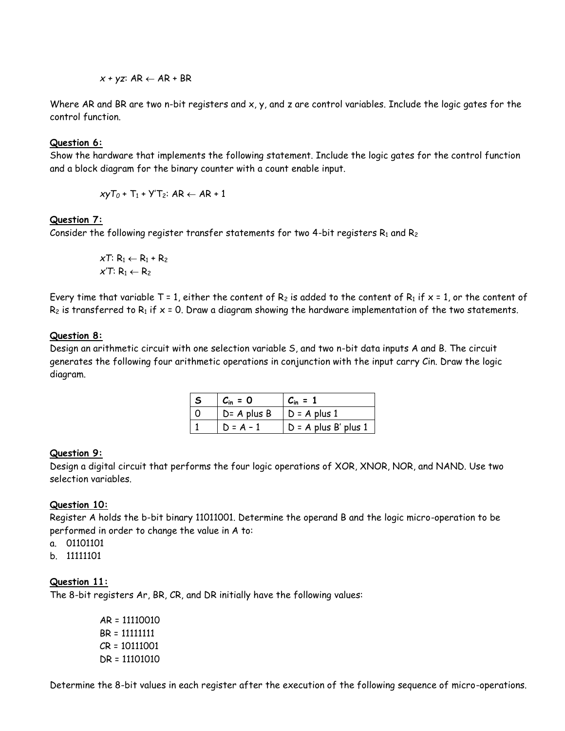$x + yz$: $AR \leftarrow AR + BR$

Where AR and BR are two n-bit registers and x, y, and z are control variables. Include the logic gates for the control function.

**Question 6:**

Show the hardware that implements the following statement. Include the logic gates for the control function and a block diagram for the binary counter with a count enable input.

$xyT_0 + T_1 + Y'T_2$: $AR \leftarrow AR + 1$

**Question 7:**

Consider the following register transfer statements for two 4-bit registers $R_1$ and $R_2$

$xT$: $R_1 \leftarrow R_1 + R_2$
$x'T$: $R_1 \leftarrow R_2$

Every time that variable T = 1, either the content of $R_2$ is added to the content of $R_1$ if x = 1, or the content of $R_2$ is transferred to $R_1$ if x = 0. Draw a diagram showing the hardware implementation of the two statements.

**Question 8:**

Design an arithmetic circuit with one selection variable S, and two n-bit data inputs A and B. The circuit generates the following four arithmetic operations in conjunction with the input carry Cin. Draw the logic diagram.

| S | $C_{in}$ = 0 | $C_{in}$ = 1 |
|---|---|---|
| 0 | D= A plus B | D = A plus 1 |
| 1 | D = A – 1 | D = A plus B' plus 1 |

**Question 9:**

Design a digital circuit that performs the four logic operations of XOR, XNOR, NOR, and NAND. Use two selection variables.

**Question 10:**

Register A holds the b-bit binary 11011001. Determine the operand B and the logic micro-operation to be performed in order to change the value in A to:

a. 01101101
b. 11111101

**Question 11:**

The 8-bit registers Ar, BR, CR, and DR initially have the following values:

AR = 11110010
BR = 11111111
CR = 10111001
DR = 11101010

Determine the 8-bit values in each register after the execution of the following sequence of micro-operations.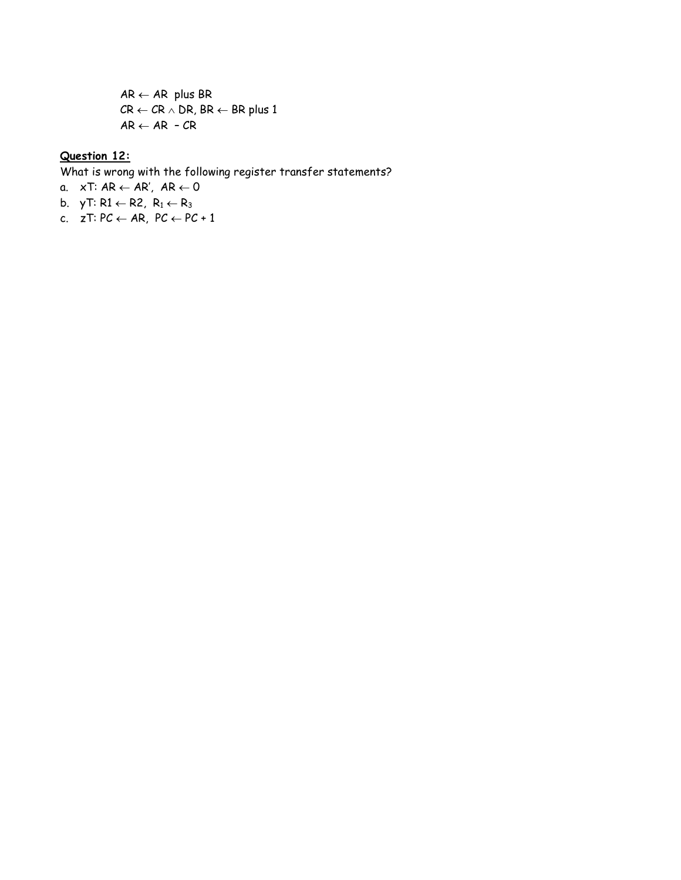$AR \leftarrow AR$ plus $BR$

$CR \leftarrow CR \wedge DR$, $BR \leftarrow BR$ plus 1

$AR \leftarrow AR - CR$

**Question 12:**

What is wrong with the following register transfer statements?

a. $xT$: $AR \leftarrow AR'$, $AR \leftarrow 0$

b. $yT$: $R1 \leftarrow R2$, $R_1 \leftarrow R_3$

c. $zT$: $PC \leftarrow AR$, $PC \leftarrow PC + 1$